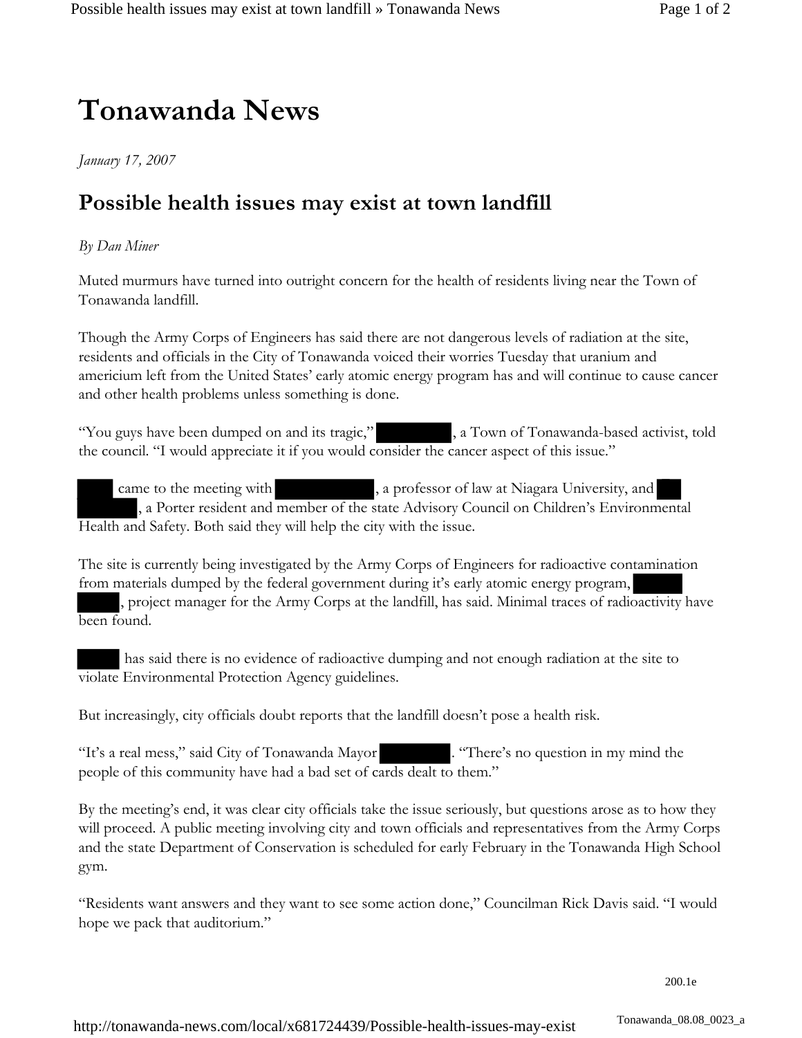# Tonawanda News

*January 17, 2007*

## Possible health issues may exist at town landfill

*By Dan Miner*

Muted murmurs have turned into outright concern for the health of residents living near the Town of Tonawanda landfill.

Though the Army Corps of Engineers has said there are not dangerous levels of radiation at the site, residents and officials in the City of Tonawanda voiced their worries Tuesday that uranium and americium left from the United States' early atomic energy program has and will continue to cause cancer and other health problems unless something is done.

"You guys have been dumped on and its tragic," ██████, a Town of Tonawanda-based activist, told the council. "I would appreciate it if you would consider the cancer aspect of this issue."

████ came to the meeting with ████████, a professor of law at Niagara University, and ██ █████, a Porter resident and member of the state Advisory Council on Children's Environmental Health and Safety. Both said they will help the city with the issue.

The site is currently being investigated by the Army Corps of Engineers for radioactive contamination from materials dumped by the federal government during it's early atomic energy program, █████ ████, project manager for the Army Corps at the landfill, has said. Minimal traces of radioactivity have been found.

████ has said there is no evidence of radioactive dumping and not enough radiation at the site to violate Environmental Protection Agency guidelines.

But increasingly, city officials doubt reports that the landfill doesn't pose a health risk.

"It's a real mess," said City of Tonawanda Mayor ██████. "There's no question in my mind the people of this community have had a bad set of cards dealt to them."

By the meeting's end, it was clear city officials take the issue seriously, but questions arose as to how they will proceed. A public meeting involving city and town officials and representatives from the Army Corps and the state Department of Conservation is scheduled for early February in the Tonawanda High School gym.

"Residents want answers and they want to see some action done," Councilman Rick Davis said. "I would hope we pack that auditorium."

200.1e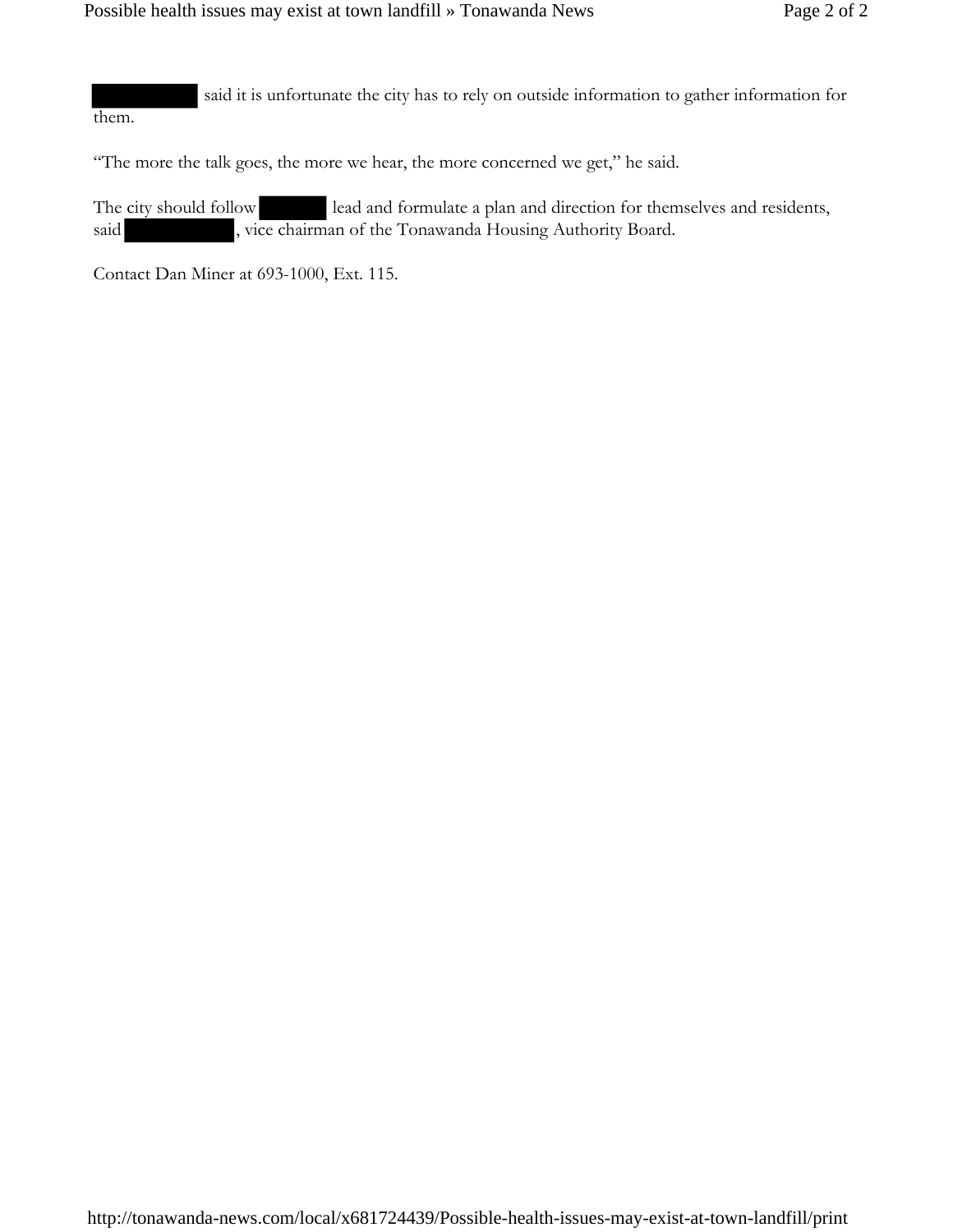said it is unfortunate the city has to rely on outside information to gather information for them.

"The more the talk goes, the more we hear, the more concerned we get," he said.

The city should follow lead and formulate a plan and direction for themselves and residents, said , vice chairman of the Tonawanda Housing Authority Board.

Contact Dan Miner at 693-1000, Ext. 115.